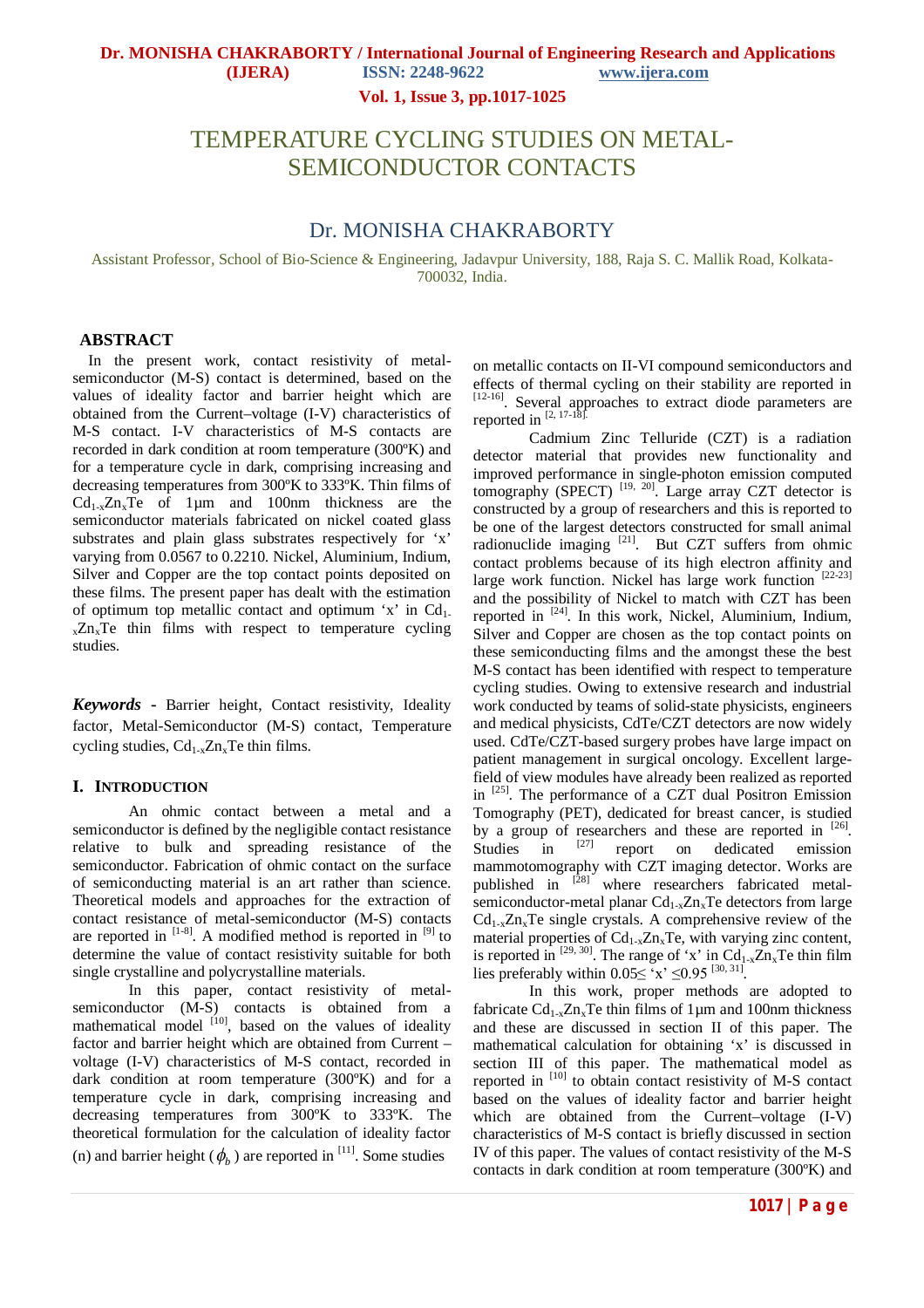# TEMPERATURE CYCLING STUDIES ON METAL-SEMICONDUCTOR CONTACTS

## Dr. MONISHA CHAKRABORTY

Assistant Professor, School of Bio-Science & Engineering, Jadavpur University, 188, Raja S. C. Mallik Road, Kolkata-700032, India.

### ABSTRACT

In the present work, contact resistivity of metal-semiconductor (M-S) contact is determined, based on the values of ideality factor and barrier height which are obtained from the Current–voltage (I-V) characteristics of M-S contact. I-V characteristics of M-S contacts are recorded in dark condition at room temperature (300ºK) and for a temperature cycle in dark, comprising increasing and decreasing temperatures from 300ºK to 333ºK. Thin films of $Cd_{1-x}Zn_xTe$ of 1μm and 100nm thickness are the semiconductor materials fabricated on nickel coated glass substrates and plain glass substrates respectively for 'x' varying from 0.0567 to 0.2210. Nickel, Aluminium, Indium, Silver and Copper are the top contact points deposited on these films. The present paper has dealt with the estimation of optimum top metallic contact and optimum 'x' in $Cd_{1-x}Zn_xTe$ thin films with respect to temperature cycling studies.

***Keywords*** **-** Barrier height, Contact resistivity, Ideality factor, Metal-Semiconductor (M-S) contact, Temperature cycling studies, $Cd_{1-x}Zn_xTe$ thin films.

### I. INTRODUCTION

An ohmic contact between a metal and a semiconductor is defined by the negligible contact resistance relative to bulk and spreading resistance of the semiconductor. Fabrication of ohmic contact on the surface of semiconducting material is an art rather than science. Theoretical models and approaches for the extraction of contact resistance of metal-semiconductor (M-S) contacts are reported in [1-8]. A modified method is reported in [9] to determine the value of contact resistivity suitable for both single crystalline and polycrystalline materials.

In this paper, contact resistivity of metal-semiconductor (M-S) contacts is obtained from a mathematical model [10], based on the values of ideality factor and barrier height which are obtained from Current – voltage (I-V) characteristics of M-S contact, recorded in dark condition at room temperature (300ºK) and for a temperature cycle in dark, comprising increasing and decreasing temperatures from 300ºK to 333ºK. The theoretical formulation for the calculation of ideality factor (n) and barrier height ($\phi_b$) are reported in [11]. Some studies on metallic contacts on II-VI compound semiconductors and effects of thermal cycling on their stability are reported in [12-16]. Several approaches to extract diode parameters are reported in [2, 17-18].

Cadmium Zinc Telluride (CZT) is a radiation detector material that provides new functionality and improved performance in single-photon emission computed tomography (SPECT) [19, 20]. Large array CZT detector is constructed by a group of researchers and this is reported to be one of the largest detectors constructed for small animal radionuclide imaging [21]. But CZT suffers from ohmic contact problems because of its high electron affinity and large work function. Nickel has large work function [22-23] and the possibility of Nickel to match with CZT has been reported in [24]. In this work, Nickel, Aluminium, Indium, Silver and Copper are chosen as the top contact points on these semiconducting films and the amongst these the best M-S contact has been identified with respect to temperature cycling studies. Owing to extensive research and industrial work conducted by teams of solid-state physicists, engineers and medical physicists, CdTe/CZT detectors are now widely used. CdTe/CZT-based surgery probes have large impact on patient management in surgical oncology. Excellent large-field of view modules have already been realized as reported in [25]. The performance of a CZT dual Positron Emission Tomography (PET), dedicated for breast cancer, is studied by a group of researchers and these are reported in [26]. Studies in [27] report on dedicated emission mammotomography with CZT imaging detector. Works are published in [28] where researchers fabricated metal-semiconductor-metal planar $Cd_{1-x}Zn_xTe$ detectors from large $Cd_{1-x}Zn_xTe$ single crystals. A comprehensive review of the material properties of $Cd_{1-x}Zn_xTe$, with varying zinc content, is reported in [29, 30]. The range of 'x' in $Cd_{1-x}Zn_xTe$ thin film lies preferably within $0.05 \leq$ 'x' $\leq 0.95$ [30, 31].

In this work, proper methods are adopted to fabricate $Cd_{1-x}Zn_xTe$ thin films of 1μm and 100nm thickness and these are discussed in section II of this paper. The mathematical calculation for obtaining 'x' is discussed in section III of this paper. The mathematical model as reported in [10] to obtain contact resistivity of M-S contact based on the values of ideality factor and barrier height which are obtained from the Current–voltage (I-V) characteristics of M-S contact is briefly discussed in section IV of this paper. The values of contact resistivity of the M-S contacts in dark condition at room temperature (300ºK) and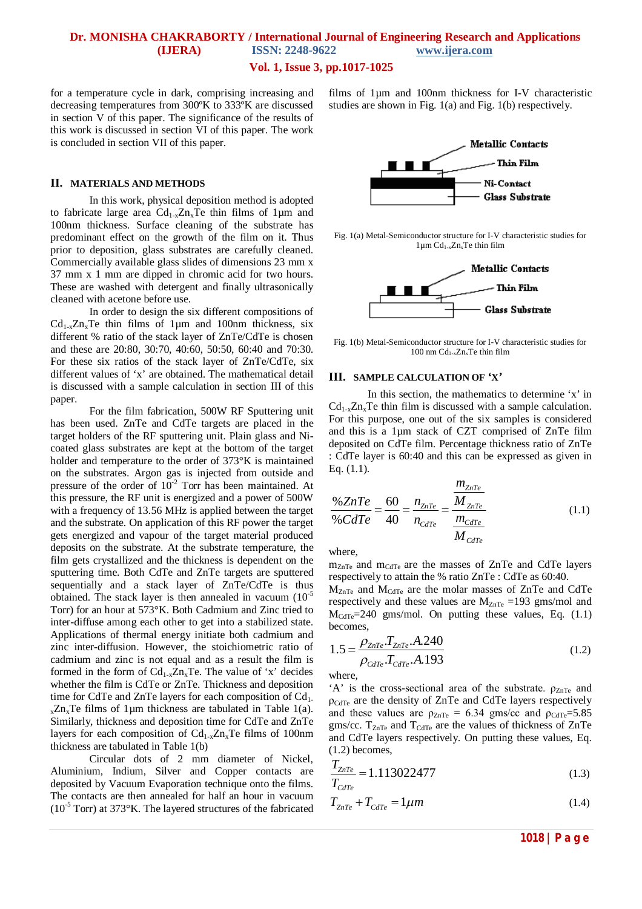for a temperature cycle in dark, comprising increasing and decreasing temperatures from 300ºK to 333ºK are discussed in section V of this paper. The significance of the results of this work is discussed in section VI of this paper. The work is concluded in section VII of this paper.

## II. MATERIALS AND METHODS

In this work, physical deposition method is adopted to fabricate large area $Cd_{1-x}Zn_xTe$ thin films of 1μm and 100nm thickness. Surface cleaning of the substrate has predominant effect on the growth of the film on it. Thus prior to deposition, glass substrates are carefully cleaned. Commercially available glass slides of dimensions 23 mm x 37 mm x 1 mm are dipped in chromic acid for two hours. These are washed with detergent and finally ultrasonically cleaned with acetone before use.

In order to design the six different compositions of $Cd_{1-x}Zn_xTe$ thin films of 1μm and 100nm thickness, six different % ratio of the stack layer of ZnTe/CdTe is chosen and these are 20:80, 30:70, 40:60, 50:50, 60:40 and 70:30. For these six ratios of the stack layer of ZnTe/CdTe, six different values of 'x' are obtained. The mathematical detail is discussed with a sample calculation in section III of this paper.

For the film fabrication, 500W RF Sputtering unit has been used. ZnTe and CdTe targets are placed in the target holders of the RF sputtering unit. Plain glass and Ni-coated glass substrates are kept at the bottom of the target holder and temperature to the order of 373°K is maintained on the substrates. Argon gas is injected from outside and pressure of the order of $10^{-2}$ Torr has been maintained. At this pressure, the RF unit is energized and a power of 500W with a frequency of 13.56 MHz is applied between the target and the substrate. On application of this RF power the target gets energized and vapour of the target material produced deposits on the substrate. At the substrate temperature, the film gets crystallized and the thickness is dependent on the sputtering time. Both CdTe and ZnTe targets are sputtered sequentially and a stack layer of ZnTe/CdTe is thus obtained. The stack layer is then annealed in vacuum ($10^{-5}$ Torr) for an hour at 573°K. Both Cadmium and Zinc tried to inter-diffuse among each other to get into a stabilized state. Applications of thermal energy initiate both cadmium and zinc inter-diffusion. However, the stoichiometric ratio of cadmium and zinc is not equal and as a result the film is formed in the form of $Cd_{1-x}Zn_xTe$. The value of 'x' decides whether the film is CdTe or ZnTe. Thickness and deposition time for CdTe and ZnTe layers for each composition of $Cd_{1-x}Zn_xTe$ films of 1μm thickness are tabulated in Table 1(a). Similarly, thickness and deposition time for CdTe and ZnTe layers for each composition of $Cd_{1-x}Zn_xTe$ films of 100nm thickness are tabulated in Table 1(b)

Circular dots of 2 mm diameter of Nickel, Aluminium, Indium, Silver and Copper contacts are deposited by Vacuum Evaporation technique onto the films. The contacts are then annealed for half an hour in vacuum ($10^{-5}$ Torr) at 373°K. The layered structures of the fabricated films of 1μm and 100nm thickness for I-V characteristic studies are shown in Fig. 1(a) and Fig. 1(b) respectively.

Metallic Contacts
Thin Film
Ni-Contact
Glass Substrate

Fig. 1(a) Metal-Semiconductor structure for I-V characteristic studies for 1μm $Cd_{1-x}Zn_xTe$ thin film

Metallic Contacts
Thin Film
Glass Substrate

Fig. 1(b) Metal-Semiconductor structure for I-V characteristic studies for 100 nm $Cd_{1-x}Zn_xTe$ thin film

## III. SAMPLE CALCULATION OF 'X'

In this section, the mathematics to determine 'x' in $Cd_{1-x}Zn_xTe$ thin film is discussed with a sample calculation. For this purpose, one out of the six samples is considered and this is a 1μm stack of CZT comprised of ZnTe film deposited on CdTe film. Percentage thickness ratio of ZnTe : CdTe layer is 60:40 and this can be expressed as given in Eq. (1.1).

$$\frac{\%ZnTe}{\%CdTe} = \frac{60}{40} = \frac{n_{ZnTe}}{n_{CdTe}} = \frac{\frac{m_{ZnTe}}{M_{ZnTe}}}{\frac{m_{CdTe}}{M_{CdTe}}} \tag{1.1}$$

where,

$m_{ZnTe}$ and $m_{CdTe}$ are the masses of ZnTe and CdTe layers respectively to attain the % ratio ZnTe : CdTe as 60:40.

$M_{ZnTe}$ and $M_{CdTe}$ are the molar masses of ZnTe and CdTe respectively and these values are $M_{ZnTe}$ =193 gms/mol and $M_{CdTe}$=240 gms/mol. On putting these values, Eq. (1.1) becomes,

$$1.5 = \frac{\rho_{ZnTe}.T_{ZnTe}.A.240}{\rho_{CdTe}.T_{CdTe}.A.193} \tag{1.2}$$

where,

'A' is the cross-sectional area of the substrate. $\rho_{ZnTe}$ and $\rho_{CdTe}$ are the density of ZnTe and CdTe layers respectively and these values are $\rho_{ZnTe}$ = 6.34 gms/cc and $\rho_{CdTe}$=5.85 gms/cc. $T_{ZnTe}$ and $T_{CdTe}$ are the values of thickness of ZnTe and CdTe layers respectively. On putting these values, Eq. (1.2) becomes,

$$\frac{T_{ZnTe}}{T_{CdTe}} = 1.113022477 \tag{1.3}$$

$$T_{ZnTe} + T_{CdTe} = 1\mu m \tag{1.4}$$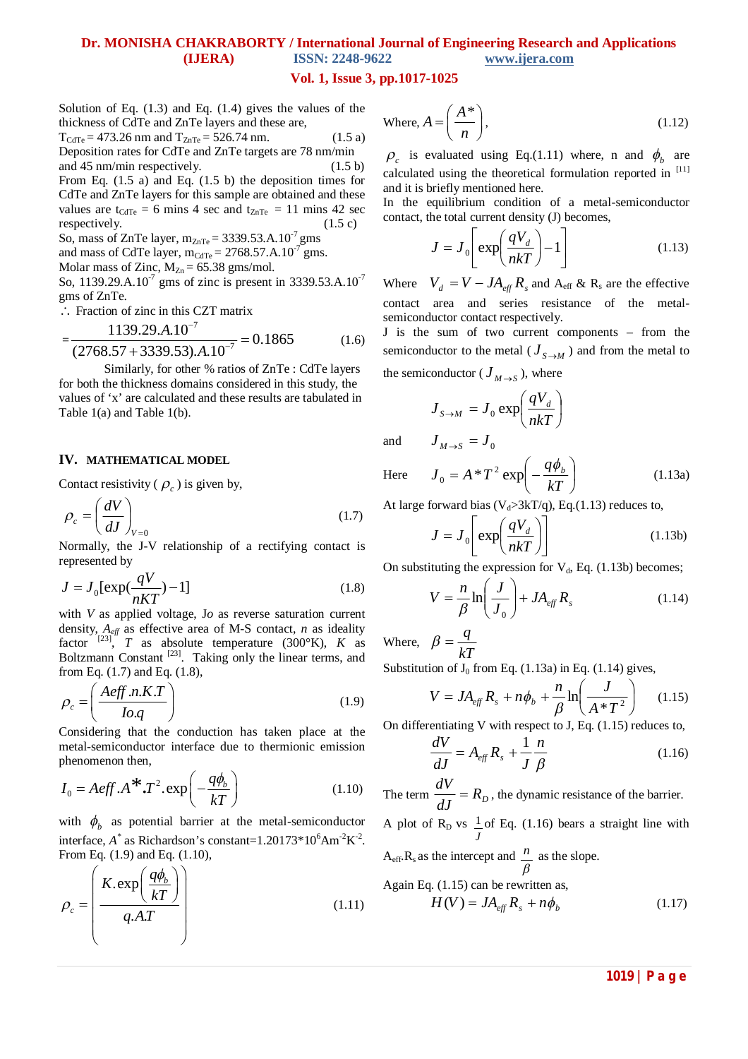Solution of Eq. (1.3) and Eq. (1.4) gives the values of the thickness of CdTe and ZnTe layers and these are,

$T_{CdTe}$ = 473.26 nm and $T_{ZnTe}$ = 526.74 nm. (1.5 a)

Deposition rates for CdTe and ZnTe targets are 78 nm/min and 45 nm/min respectively. (1.5 b)

From Eq. (1.5 a) and Eq. (1.5 b) the deposition times for CdTe and ZnTe layers for this sample are obtained and these values are $t_{CdTe}$ = 6 mins 4 sec and $t_{ZnTe}$ = 11 mins 42 sec respectively. (1.5 c)

So, mass of ZnTe layer, $m_{ZnTe} = 3339.53.A.10^{-7}$ gms

and mass of CdTe layer, $m_{CdTe} = 2768.57.A.10^{-7}$ gms.

Molar mass of Zinc, $M_{Zn}$ = 65.38 gms/mol.

So, $1139.29.A.10^{-7}$ gms of zinc is present in $3339.53.A.10^{-7}$ gms of ZnTe.

∴ Fraction of zinc in this CZT matrix

$$= \frac{1139.29.A.10^{-7}}{(2768.57 + 3339.53).A.10^{-7}} = 0.1865 \quad (1.6)$$

Similarly, for other % ratios of ZnTe : CdTe layers for both the thickness domains considered in this study, the values of 'x' are calculated and these results are tabulated in Table 1(a) and Table 1(b).

## IV. MATHEMATICAL MODEL

Contact resistivity ( $\rho_c$ ) is given by,

$$\rho_c = \left(\frac{dV}{dJ}\right)_{V=0} \quad (1.7)$$

Normally, the J-V relationship of a rectifying contact is represented by

$$J = J_0[\exp(\frac{qV}{nKT}) - 1] \quad (1.8)$$

with $V$ as applied voltage, $J_o$ as reverse saturation current density, $A_{eff}$ as effective area of M-S contact, $n$ as ideality factor [23], $T$ as absolute temperature (300°K), $K$ as Boltzmann Constant [23]. Taking only the linear terms, and from Eq. (1.7) and Eq. (1.8),

$$\rho_c = \left(\frac{Aeff.n.K.T}{Io.q}\right) \quad (1.9)$$

Considering that the conduction has taken place at the metal-semiconductor interface due to thermionic emission phenomenon then,

$$I_0 = Aeff.A^*.T^2.\exp\left(-\frac{q\phi_b}{kT}\right) \quad (1.10)$$

with $\phi_b$ as potential barrier at the metal-semiconductor interface, $A^*$ as Richardson's constant=$1.20173*10^6 Am^{-2}K^{-2}$. From Eq. (1.9) and Eq. (1.10),

$$\rho_c = \left(\frac{K.\exp\left(\frac{q\phi_b}{kT}\right)}{q.A.T}\right) \quad (1.11)$$

Where, $A = \left(\frac{A^*}{n}\right)$, (1.12)

$\rho_c$ is evaluated using Eq.(1.11) where, n and $\phi_b$ are calculated using the theoretical formulation reported in [11] and it is briefly mentioned here.

In the equilibrium condition of a metal-semiconductor contact, the total current density (J) becomes,

$$J = J_0\left[\exp\left(\frac{qV_d}{nkT}\right) - 1\right] \quad (1.13)$$

Where $V_d = V - JA_{eff}R_s$ and $A_{eff}$ & $R_s$ are the effective contact area and series resistance of the metal-semiconductor contact respectively.

J is the sum of two current components – from the semiconductor to the metal ( $J_{S\to M}$ ) and from the metal to the semiconductor ( $J_{M\to S}$ ), where

$$J_{S\to M} = J_0 \exp\left(\frac{qV_d}{nkT}\right)$$

and $J_{M\to S} = J_0$

Here $$J_0 = A^*T^2\exp\left(-\frac{q\phi_b}{kT}\right) \quad (1.13a)$$

At large forward bias ($V_d$>3kT/q), Eq.(1.13) reduces to,

$$J = J_0\left[\exp\left(\frac{qV_d}{nkT}\right)\right] \quad (1.13b)$$

On substituting the expression for $V_d$, Eq. (1.13b) becomes;

$$V = \frac{n}{\beta}\ln\left(\frac{J}{J_0}\right) + JA_{eff}R_s \quad (1.14)$$

Where, $\beta = \frac{q}{kT}$

Substitution of $J_0$ from Eq. (1.13a) in Eq. (1.14) gives,

$$V = JA_{eff}R_s + n\phi_b + \frac{n}{\beta}\ln\left(\frac{J}{A^*T^2}\right) \quad (1.15)$$

On differentiating V with respect to J, Eq. (1.15) reduces to,

$$\frac{dV}{dJ} = A_{eff}R_s + \frac{1}{J}\frac{n}{\beta} \quad (1.16)$$

The term $\frac{dV}{dJ} = R_D$, the dynamic resistance of the barrier.

A plot of $R_D$ vs $\frac{1}{J}$ of Eq. (1.16) bears a straight line with $A_{eff}.R_s$ as the intercept and $\frac{n}{\beta}$ as the slope.

Again Eq. (1.15) can be rewritten as,

$$H(V) = JA_{eff}R_s + n\phi_b \quad (1.17)$$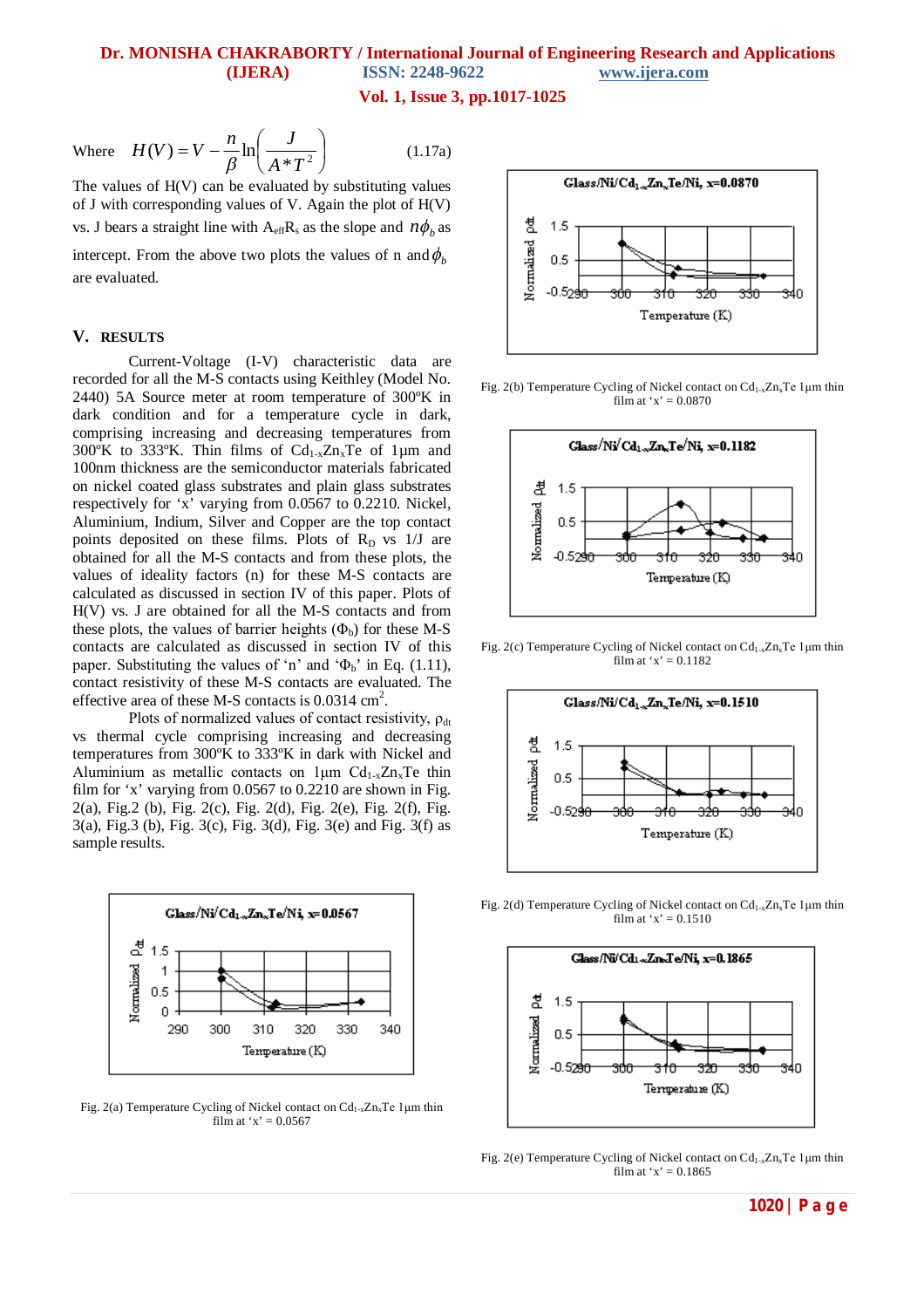Where $$H(V) = V - \frac{n}{\beta}\ln\left(\frac{J}{A^*T^2}\right) \qquad (1.17a)$$

The values of H(V) can be evaluated by substituting values of J with corresponding values of V. Again the plot of H(V) vs. J bears a straight line with $A_{eff}R_s$ as the slope and $n\phi_b$ as intercept. From the above two plots the values of n and $\phi_b$ are evaluated.

## V. RESULTS

Current-Voltage (I-V) characteristic data are recorded for all the M-S contacts using Keithley (Model No. 2440) 5A Source meter at room temperature of 300ºK in dark condition and for a temperature cycle in dark, comprising increasing and decreasing temperatures from 300ºK to 333ºK. Thin films of $Cd_{1-x}Zn_xTe$ of 1µm and 100nm thickness are the semiconductor materials fabricated on nickel coated glass substrates and plain glass substrates respectively for 'x' varying from 0.0567 to 0.2210. Nickel, Aluminium, Indium, Silver and Copper are the top contact points deposited on these films. Plots of $R_D$ vs 1/J are obtained for all the M-S contacts and from these plots, the values of ideality factors (n) for these M-S contacts are calculated as discussed in section IV of this paper. Plots of H(V) vs. J are obtained for all the M-S contacts and from these plots, the values of barrier heights ($\Phi_b$) for these M-S contacts are calculated as discussed in section IV of this paper. Substituting the values of 'n' and '$\Phi_b$' in Eq. (1.11), contact resistivity of these M-S contacts are evaluated. The effective area of these M-S contacts is 0.0314 $cm^2$.

Plots of normalized values of contact resistivity, $\rho_{dt}$ vs thermal cycle comprising increasing and decreasing temperatures from 300ºK to 333ºK in dark with Nickel and Aluminium as metallic contacts on 1µm $Cd_{1-x}Zn_xTe$ thin film for 'x' varying from 0.0567 to 0.2210 are shown in Fig. 2(a), Fig.2 (b), Fig. 2(c), Fig. 2(d), Fig. 2(e), Fig. 2(f), Fig. 3(a), Fig.3 (b), Fig. 3(c), Fig. 3(d), Fig. 3(e) and Fig. 3(f) as sample results.

Fig. 2(a) Temperature Cycling of Nickel contact on $Cd_{1-x}Zn_xTe$ 1µm thin film at 'x' = 0.0567

Fig. 2(b) Temperature Cycling of Nickel contact on $Cd_{1-x}Zn_xTe$ 1µm thin film at 'x' = 0.0870

Fig. 2(c) Temperature Cycling of Nickel contact on $Cd_{1-x}Zn_xTe$ 1µm thin film at 'x' = 0.1182

Fig. 2(d) Temperature Cycling of Nickel contact on $Cd_{1-x}Zn_xTe$ 1µm thin film at 'x' = 0.1510

Fig. 2(e) Temperature Cycling of Nickel contact on $Cd_{1-x}Zn_xTe$ 1µm thin film at 'x' = 0.1865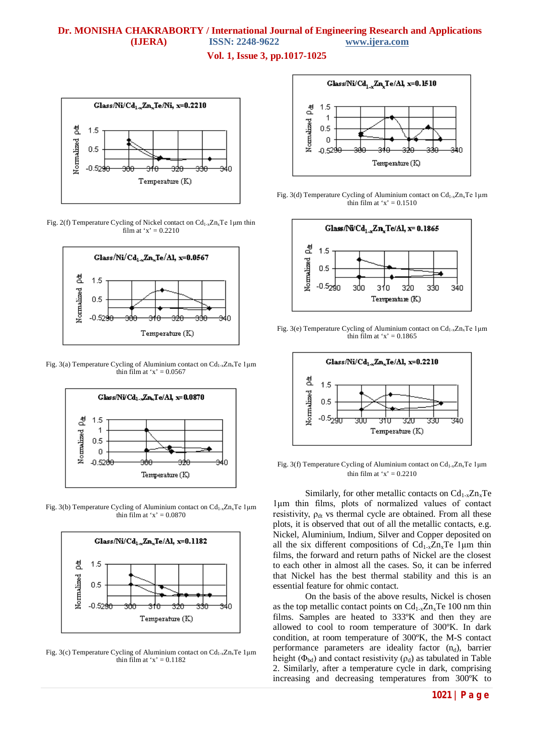Fig. 2(f) Temperature Cycling of Nickel contact on $Cd_{1-x}Zn_xTe$ 1µm thin film at 'x' = 0.2210

Fig. 3(a) Temperature Cycling of Aluminium contact on $Cd_{1-x}Zn_xTe$ 1µm thin film at 'x' = 0.0567

Fig. 3(b) Temperature Cycling of Aluminium contact on $Cd_{1-x}Zn_xTe$ 1µm thin film at 'x' = 0.0870

Fig. 3(c) Temperature Cycling of Aluminium contact on $Cd_{1-x}Zn_xTe$ 1µm thin film at 'x' = 0.1182

Fig. 3(d) Temperature Cycling of Aluminium contact on $Cd_{1-x}Zn_xTe$ 1µm thin film at 'x' = 0.1510

Fig. 3(e) Temperature Cycling of Aluminium contact on $Cd_{1-x}Zn_xTe$ 1µm thin film at 'x' = 0.1865

Fig. 3(f) Temperature Cycling of Aluminium contact on $Cd_{1-x}Zn_xTe$ 1µm thin film at 'x' = 0.2210

Similarly, for other metallic contacts on $Cd_{1-x}Zn_xTe$ 1µm thin films, plots of normalized values of contact resistivity, $\rho_{dt}$ vs thermal cycle are obtained. From all these plots, it is observed that out of all the metallic contacts, e.g. Nickel, Aluminium, Indium, Silver and Copper deposited on all the six different compositions of $Cd_{1-x}Zn_xTe$ 1µm thin films, the forward and return paths of Nickel are the closest to each other in almost all the cases. So, it can be inferred that Nickel has the best thermal stability and this is an essential feature for ohmic contact.

On the basis of the above results, Nickel is chosen as the top metallic contact points on $Cd_{1-x}Zn_xTe$ 100 nm thin films. Samples are heated to 333ºK and then they are allowed to cool to room temperature of 300ºK. In dark condition, at room temperature of 300ºK, the M-S contact performance parameters are ideality factor ($n_d$), barrier height ($\Phi_{bd}$) and contact resistivity ($\rho_d$) as tabulated in Table 2. Similarly, after a temperature cycle in dark, comprising increasing and decreasing temperatures from 300ºK to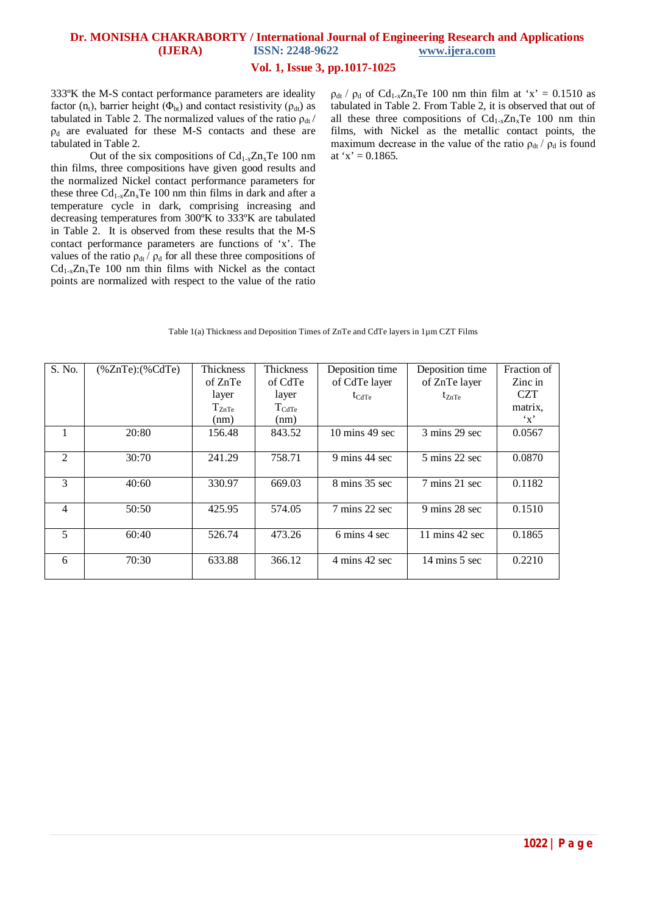333ºK the M-S contact performance parameters are ideality factor ($n_t$), barrier height ($\Phi_{bt}$) and contact resistivity ($\rho_{dt}$) as tabulated in Table 2. The normalized values of the ratio $\rho_{dt} / \rho_d$ are evaluated for these M-S contacts and these are tabulated in Table 2.

Out of the six compositions of $Cd_{1-x}Zn_xTe$ 100 nm thin films, three compositions have given good results and the normalized Nickel contact performance parameters for these three $Cd_{1-x}Zn_xTe$ 100 nm thin films in dark and after a temperature cycle in dark, comprising increasing and decreasing temperatures from 300ºK to 333ºK are tabulated in Table 2. It is observed from these results that the M-S contact performance parameters are functions of 'x'. The values of the ratio $\rho_{dt} / \rho_d$ for all these three compositions of $Cd_{1-x}Zn_xTe$ 100 nm thin films with Nickel as the contact points are normalized with respect to the value of the ratio $\rho_{dt} / \rho_d$ of $Cd_{1-x}Zn_xTe$ 100 nm thin film at 'x' = 0.1510 as tabulated in Table 2. From Table 2, it is observed that out of all these three compositions of $Cd_{1-x}Zn_xTe$ 100 nm thin films, with Nickel as the metallic contact points, the maximum decrease in the value of the ratio $\rho_{dt} / \rho_d$ is found at 'x' = 0.1865.

Table 1(a) Thickness and Deposition Times of ZnTe and CdTe layers in 1µm CZT Films

| S. No. | (%ZnTe):(%CdTe) | Thickness of ZnTe layer $T_{ZnTe}$ (nm) | Thickness of CdTe layer $T_{CdTe}$ (nm) | Deposition time of CdTe layer $t_{CdTe}$ | Deposition time of ZnTe layer $t_{ZnTe}$ | Fraction of Zinc in CZT matrix, 'x' |
|---|---|---|---|---|---|---|
| 1 | 20:80 | 156.48 | 843.52 | 10 mins 49 sec | 3 mins 29 sec | 0.0567 |
| 2 | 30:70 | 241.29 | 758.71 | 9 mins 44 sec | 5 mins 22 sec | 0.0870 |
| 3 | 40:60 | 330.97 | 669.03 | 8 mins 35 sec | 7 mins 21 sec | 0.1182 |
| 4 | 50:50 | 425.95 | 574.05 | 7 mins 22 sec | 9 mins 28 sec | 0.1510 |
| 5 | 60:40 | 526.74 | 473.26 | 6 mins 4 sec | 11 mins 42 sec | 0.1865 |
| 6 | 70:30 | 633.88 | 366.12 | 4 mins 42 sec | 14 mins 5 sec | 0.2210 |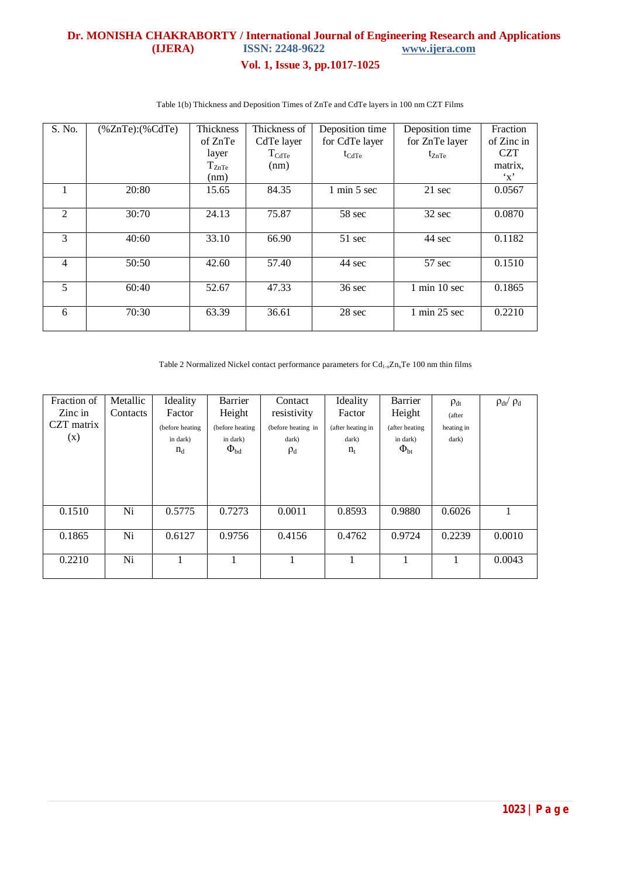Table 1(b) Thickness and Deposition Times of ZnTe and CdTe layers in 100 nm CZT Films

| S. No. | (%ZnTe):(%CdTe) | Thickness of ZnTe layer $T_{ZnTe}$ (nm) | Thickness of CdTe layer $T_{CdTe}$ (nm) | Deposition time for CdTe layer $t_{CdTe}$ | Deposition time for ZnTe layer $t_{ZnTe}$ | Fraction of Zinc in CZT matrix, 'x' |
|---|---|---|---|---|---|---|
| 1 | 20:80 | 15.65 | 84.35 | 1 min 5 sec | 21 sec | 0.0567 |
| 2 | 30:70 | 24.13 | 75.87 | 58 sec | 32 sec | 0.0870 |
| 3 | 40:60 | 33.10 | 66.90 | 51 sec | 44 sec | 0.1182 |
| 4 | 50:50 | 42.60 | 57.40 | 44 sec | 57 sec | 0.1510 |
| 5 | 60:40 | 52.67 | 47.33 | 36 sec | 1 min 10 sec | 0.1865 |
| 6 | 70:30 | 63.39 | 36.61 | 28 sec | 1 min 25 sec | 0.2210 |

Table 2 Normalized Nickel contact performance parameters for $Cd_{1-x}Zn_xTe$ 100 nm thin films

| Fraction of Zinc in CZT matrix (x) | Metallic Contacts | Ideality Factor (before heating in dark) $n_d$ | Barrier Height (before heating in dark) $\Phi_{bd}$ | Contact resistivity (before heating in dark) $\rho_d$ | Ideality Factor (after heating in dark) $n_t$ | Barrier Height (after heating in dark) $\Phi_{bt}$ | $\rho_{dt}$ (after heating in dark) | $\rho_{dt}/\rho_d$ |
|---|---|---|---|---|---|---|---|---|
| 0.1510 | Ni | 0.5775 | 0.7273 | 0.0011 | 0.8593 | 0.9880 | 0.6026 | 1 |
| 0.1865 | Ni | 0.6127 | 0.9756 | 0.4156 | 0.4762 | 0.9724 | 0.2239 | 0.0010 |
| 0.2210 | Ni | 1 | 1 | 1 | 1 | 1 | 1 | 0.0043 |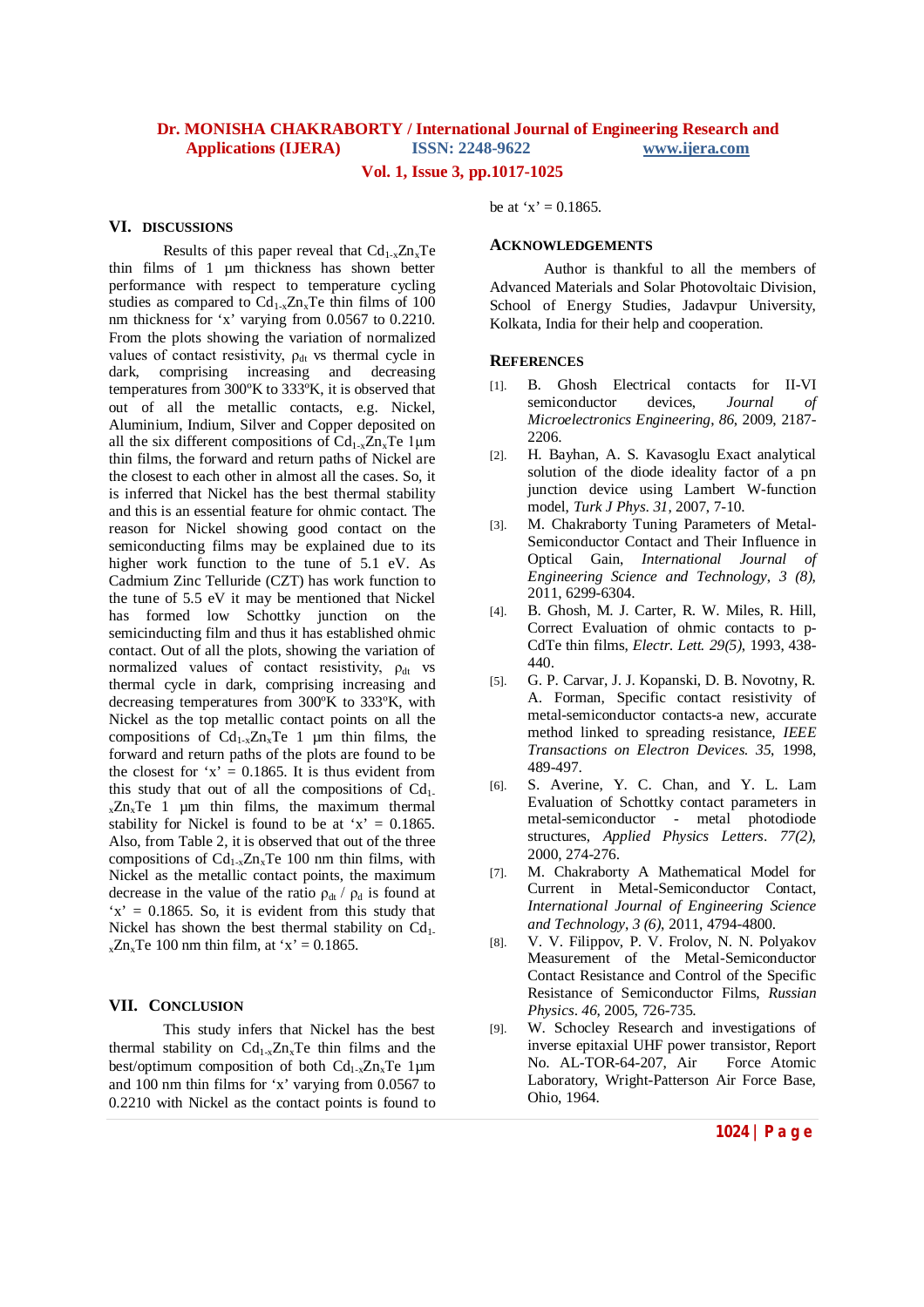## VI. DISCUSSIONS

Results of this paper reveal that $Cd_{1-x}Zn_xTe$ thin films of 1 µm thickness has shown better performance with respect to temperature cycling studies as compared to $Cd_{1-x}Zn_xTe$ thin films of 100 nm thickness for 'x' varying from 0.0567 to 0.2210. From the plots showing the variation of normalized values of contact resistivity, $\rho_{dt}$ vs thermal cycle in dark, comprising increasing and decreasing temperatures from 300ºK to 333ºK, it is observed that out of all the metallic contacts, e.g. Nickel, Aluminium, Indium, Silver and Copper deposited on all the six different compositions of $Cd_{1-x}Zn_xTe$ 1µm thin films, the forward and return paths of Nickel are the closest to each other in almost all the cases. So, it is inferred that Nickel has the best thermal stability and this is an essential feature for ohmic contact. The reason for Nickel showing good contact on the semiconducting films may be explained due to its higher work function to the tune of 5.1 eV. As Cadmium Zinc Telluride (CZT) has work function to the tune of 5.5 eV it may be mentioned that Nickel has formed low Schottky junction on the semiconducting film and thus it has established ohmic contact. Out of all the plots, showing the variation of normalized values of contact resistivity, $\rho_{dt}$ vs thermal cycle in dark, comprising increasing and decreasing temperatures from 300ºK to 333ºK, with Nickel as the top metallic contact points on all the compositions of $Cd_{1-x}Zn_xTe$ 1 µm thin films, the forward and return paths of the plots are found to be the closest for 'x' = 0.1865. It is thus evident from this study that out of all the compositions of $Cd_{1-x}Zn_xTe$ 1 µm thin films, the maximum thermal stability for Nickel is found to be at 'x' = 0.1865. Also, from Table 2, it is observed that out of the three compositions of $Cd_{1-x}Zn_xTe$ 100 nm thin films, with Nickel as the metallic contact points, the maximum decrease in the value of the ratio $\rho_{dt}$ / $\rho_d$ is found at 'x' = 0.1865. So, it is evident from this study that Nickel has shown the best thermal stability on $Cd_{1-x}Zn_xTe$ 100 nm thin film, at 'x' = 0.1865.

## VII. CONCLUSION

This study infers that Nickel has the best thermal stability on $Cd_{1-x}Zn_xTe$ thin films and the best/optimum composition of both $Cd_{1-x}Zn_xTe$ 1µm and 100 nm thin films for 'x' varying from 0.0567 to 0.2210 with Nickel as the contact points is found to be at 'x' = 0.1865.

## ACKNOWLEDGEMENTS

Author is thankful to all the members of Advanced Materials and Solar Photovoltaic Division, School of Energy Studies, Jadavpur University, Kolkata, India for their help and cooperation.

## REFERENCES

[1]. B. Ghosh Electrical contacts for II-VI semiconductor devices, *Journal of Microelectronics Engineering, 86,* 2009, 2187-2206.

[2]. H. Bayhan, A. S. Kavasoglu Exact analytical solution of the diode ideality factor of a pn junction device using Lambert W-function model, *Turk J Phys. 31*, 2007, 7-10.

[3]. M. Chakraborty Tuning Parameters of Metal-Semiconductor Contact and Their Influence in Optical Gain, *International Journal of Engineering Science and Technology, 3 (8),* 2011, 6299-6304.

[4]. B. Ghosh, M. J. Carter, R. W. Miles, R. Hill, Correct Evaluation of ohmic contacts to p-CdTe thin films, *Electr. Lett. 29(5),* 1993, 438-440.

[5]. G. P. Carvar, J. J. Kopanski, D. B. Novotny, R. A. Forman, Specific contact resistivity of metal-semiconductor contacts-a new, accurate method linked to spreading resistance, *IEEE Transactions on Electron Devices. 35*, 1998, 489-497.

[6]. S. Averine, Y. C. Chan, and Y. L. Lam Evaluation of Schottky contact parameters in metal-semiconductor - metal photodiode structures, *Applied Physics Letters*. *77(2),* 2000, 274-276.

[7]. M. Chakraborty A Mathematical Model for Current in Metal-Semiconductor Contact, *International Journal of Engineering Science and Technology, 3 (6)*, 2011, 4794-4800.

[8]. V. V. Filippov, P. V. Frolov, N. N. Polyakov Measurement of the Metal-Semiconductor Contact Resistance and Control of the Specific Resistance of Semiconductor Films, *Russian Physics*. *46,* 2005, 726-735.

[9]. W. Schocley Research and investigations of inverse epitaxial UHF power transistor, Report No. AL-TOR-64-207, Air Force Atomic Laboratory, Wright-Patterson Air Force Base, Ohio, 1964.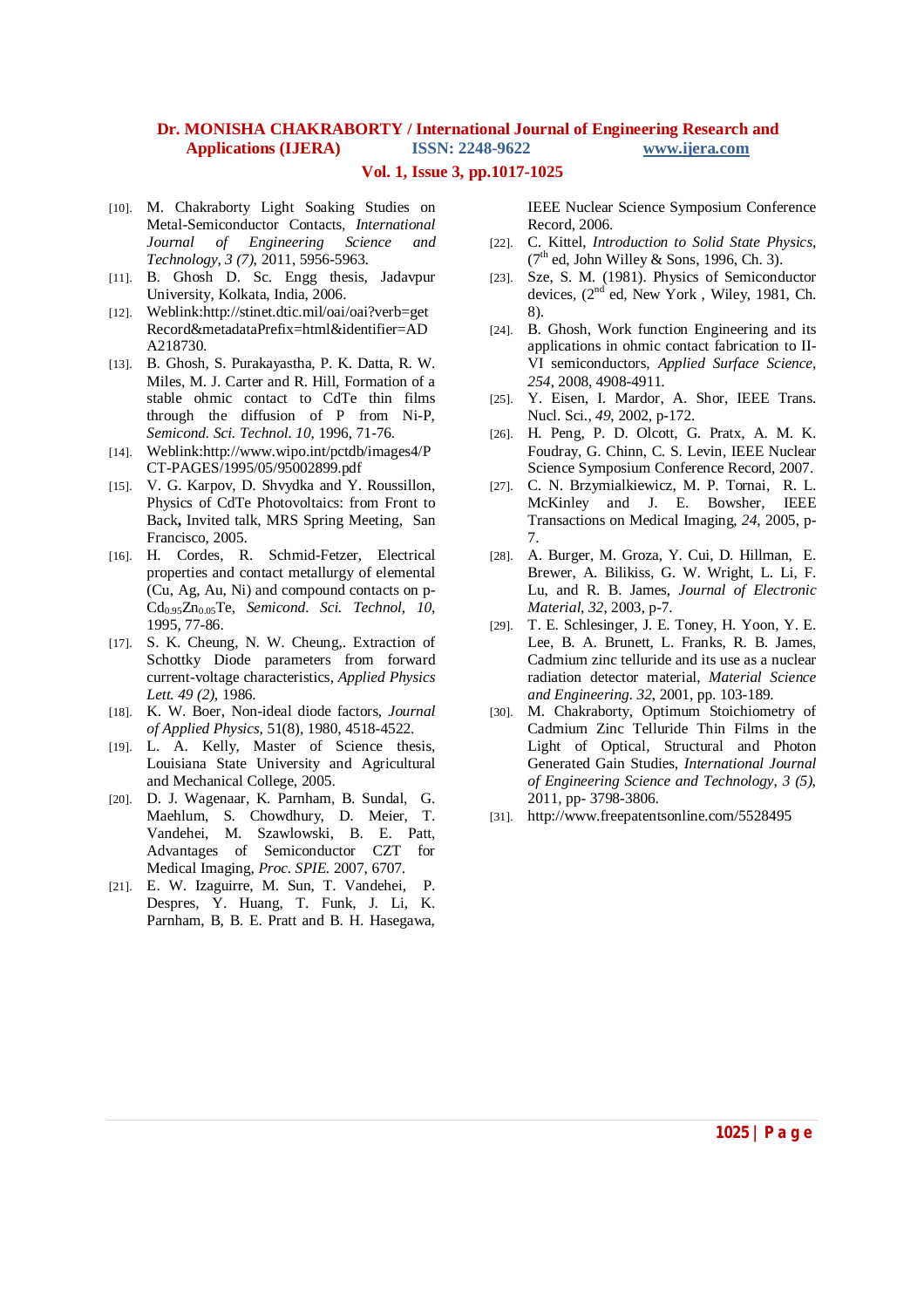[10]. M. Chakraborty Light Soaking Studies on Metal-Semiconductor Contacts, *International Journal of Engineering Science and Technology, 3 (7),* 2011, 5956-5963.

[11]. B. Ghosh D. Sc. Engg thesis, Jadavpur University, Kolkata, India, 2006.

[12]. Weblink:http://stinet.dtic.mil/oai/oai?verb=getRecord&metadataPrefix=html&identifier=ADA218730.

[13]. B. Ghosh, S. Purakayastha, P. K. Datta, R. W. Miles, M. J. Carter and R. Hill, Formation of a stable ohmic contact to CdTe thin films through the diffusion of P from Ni-P, *Semicond. Sci. Technol. 10,* 1996, 71-76.

[14]. Weblink:http://www.wipo.int/pctdb/images4/PCT-PAGES/1995/05/95002899.pdf

[15]. V. G. Karpov, D. Shvydka and Y. Roussillon, Physics of CdTe Photovoltaics: from Front to Back**,** Invited talk, MRS Spring Meeting, San Francisco, 2005.

[16]. H. Cordes, R. Schmid-Fetzer, Electrical properties and contact metallurgy of elemental (Cu, Ag, Au, Ni) and compound contacts on p-$Cd_{0.95}Zn_{0.05}Te$, *Semicond. Sci. Technol, 10,* 1995, 77-86.

[17]. S. K. Cheung, N. W. Cheung,. Extraction of Schottky Diode parameters from forward current-voltage characteristics, *Applied Physics Lett. 49 (2),* 1986.

[18]. K. W. Boer, Non-ideal diode factors, *Journal of Applied Physics,* 51(8), 1980, 4518-4522.

[19]. L. A. Kelly, Master of Science thesis, Louisiana State University and Agricultural and Mechanical College, 2005.

[20]. D. J. Wagenaar, K. Parnham, B. Sundal, G. Maehlum, S. Chowdhury, D. Meier, T. Vandehei, M. Szawlowski, B. E. Patt, Advantages of Semiconductor CZT for Medical Imaging, *Proc. SPIE.* 2007, 6707.

[21]. E. W. Izaguirre, M. Sun, T. Vandehei, P. Despres, Y. Huang, T. Funk, J. Li, K. Parnham, B, B. E. Pratt and B. H. Hasegawa, IEEE Nuclear Science Symposium Conference Record, 2006.

[22]. C. Kittel, *Introduction to Solid State Physics*, (7th ed, John Willey & Sons, 1996, Ch. 3).

[23]. Sze, S. M. (1981). Physics of Semiconductor devices, (2nd ed, New York , Wiley, 1981, Ch. 8).

[24]. B. Ghosh, Work function Engineering and its applications in ohmic contact fabrication to II-VI semiconductors, *Applied Surface Science, 254,* 2008, 4908-4911.

[25]. Y. Eisen, I. Mardor, A. Shor, IEEE Trans. Nucl. Sci., *49,* 2002, p-172.

[26]. H. Peng, P. D. Olcott, G. Pratx, A. M. K. Foudray, G. Chinn, C. S. Levin, IEEE Nuclear Science Symposium Conference Record, 2007.

[27]. C. N. Brzymialkiewicz, M. P. Tornai, R. L. McKinley and J. E. Bowsher, IEEE Transactions on Medical Imaging, *24,* 2005, p-7.

[28]. A. Burger, M. Groza, Y. Cui, D. Hillman, E. Brewer, A. Bilikiss, G. W. Wright, L. Li, F. Lu, and R. B. James, *Journal of Electronic Material, 32,* 2003, p-7.

[29]. T. E. Schlesinger, J. E. Toney, H. Yoon, Y. E. Lee, B. A. Brunett, L. Franks, R. B. James, Cadmium zinc telluride and its use as a nuclear radiation detector material, *Material Science and Engineering. 32,* 2001, pp. 103-189.

[30]. M. Chakraborty, Optimum Stoichiometry of Cadmium Zinc Telluride Thin Films in the Light of Optical, Structural and Photon Generated Gain Studies, *International Journal of Engineering Science and Technology, 3 (5),* 2011, pp- 3798-3806.

[31]. http://www.freepatentsonline.com/5528495